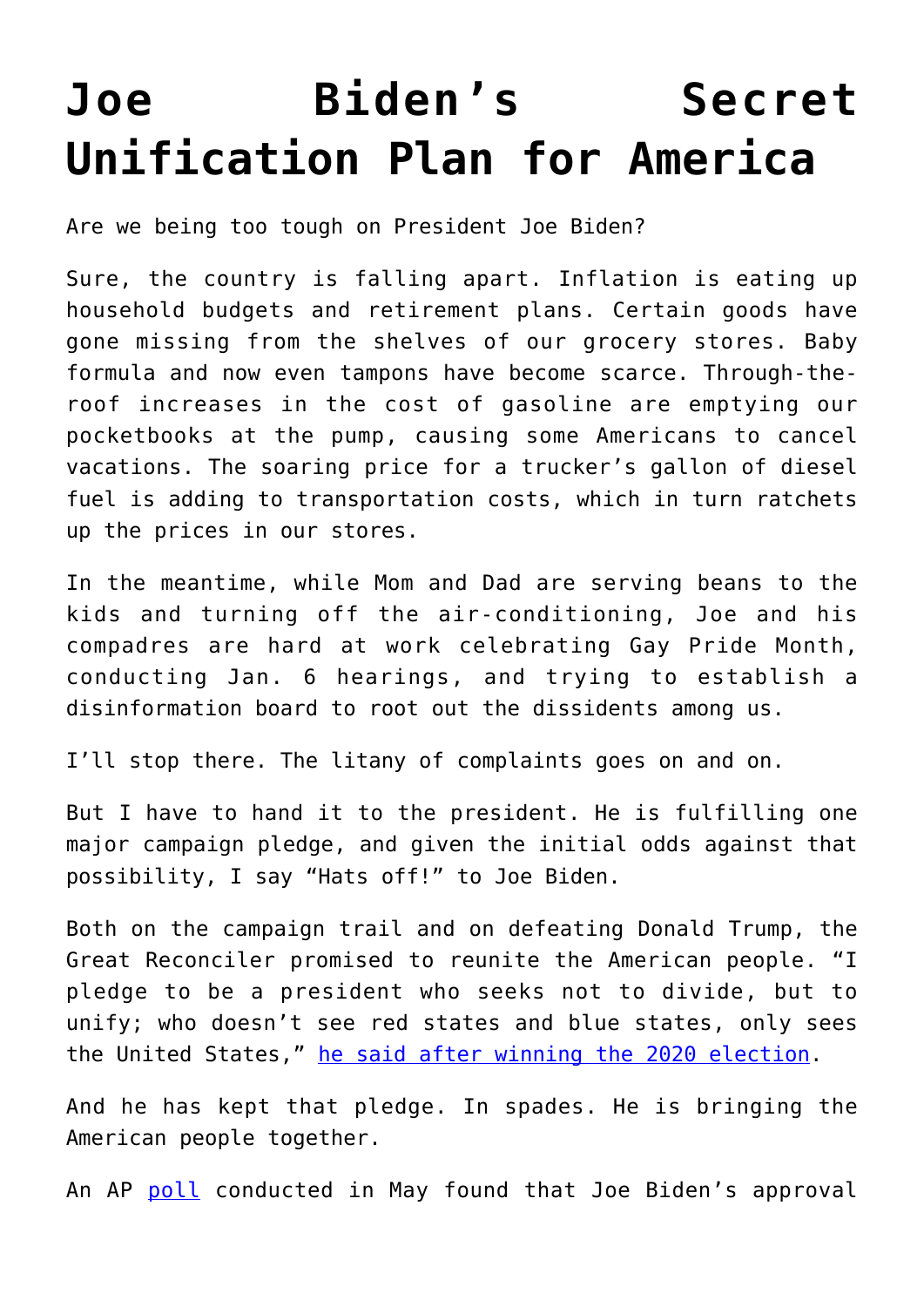# Joe Biden's Secret Unification Plan for America

Are we being too tough on President Joe Biden?

Sure, the country is falling apart. Inflation is eating up household budgets and retirement plans. Certain goods have gone missing from the shelves of our grocery stores. Baby formula and now even tampons have become scarce. Through-the-roof increases in the cost of gasoline are emptying our pocketbooks at the pump, causing some Americans to cancel vacations. The soaring price for a trucker's gallon of diesel fuel is adding to transportation costs, which in turn ratchets up the prices in our stores.

In the meantime, while Mom and Dad are serving beans to the kids and turning off the air-conditioning, Joe and his compadres are hard at work celebrating Gay Pride Month, conducting Jan. 6 hearings, and trying to establish a disinformation board to root out the dissidents among us.

I'll stop there. The litany of complaints goes on and on.

But I have to hand it to the president. He is fulfilling one major campaign pledge, and given the initial odds against that possibility, I say "Hats off!" to Joe Biden.

Both on the campaign trail and on defeating Donald Trump, the Great Reconciler promised to reunite the American people. "I pledge to be a president who seeks not to divide, but to unify; who doesn't see red states and blue states, only sees the United States," he said after winning the 2020 election.

And he has kept that pledge. In spades. He is bringing the American people together.

An AP poll conducted in May found that Joe Biden's approval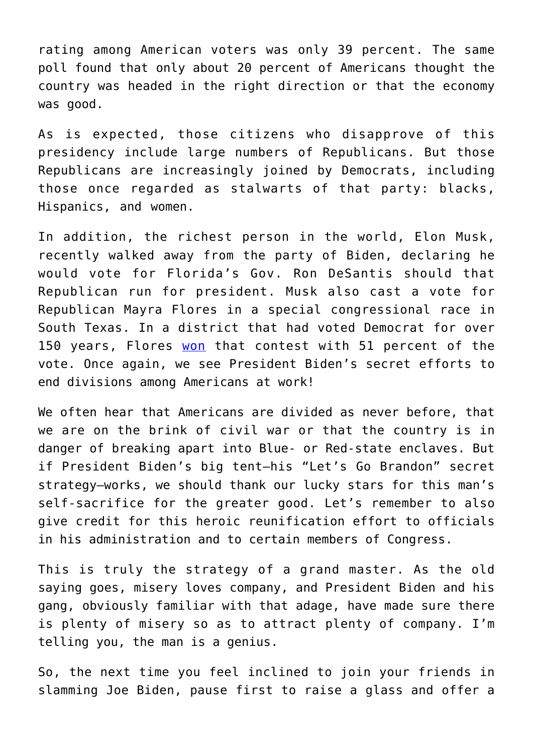rating among American voters was only 39 percent. The same poll found that only about 20 percent of Americans thought the country was headed in the right direction or that the economy was good.

As is expected, those citizens who disapprove of this presidency include large numbers of Republicans. But those Republicans are increasingly joined by Democrats, including those once regarded as stalwarts of that party: blacks, Hispanics, and women.

In addition, the richest person in the world, Elon Musk, recently walked away from the party of Biden, declaring he would vote for Florida's Gov. Ron DeSantis should that Republican run for president. Musk also cast a vote for Republican Mayra Flores in a special congressional race in South Texas. In a district that had voted Democrat for over 150 years, Flores won that contest with 51 percent of the vote. Once again, we see President Biden's secret efforts to end divisions among Americans at work!

We often hear that Americans are divided as never before, that we are on the brink of civil war or that the country is in danger of breaking apart into Blue- or Red-state enclaves. But if President Biden's big tent—his "Let's Go Brandon" secret strategy—works, we should thank our lucky stars for this man's self-sacrifice for the greater good. Let's remember to also give credit for this heroic reunification effort to officials in his administration and to certain members of Congress.

This is truly the strategy of a grand master. As the old saying goes, misery loves company, and President Biden and his gang, obviously familiar with that adage, have made sure there is plenty of misery so as to attract plenty of company. I'm telling you, the man is a genius.

So, the next time you feel inclined to join your friends in slamming Joe Biden, pause first to raise a glass and offer a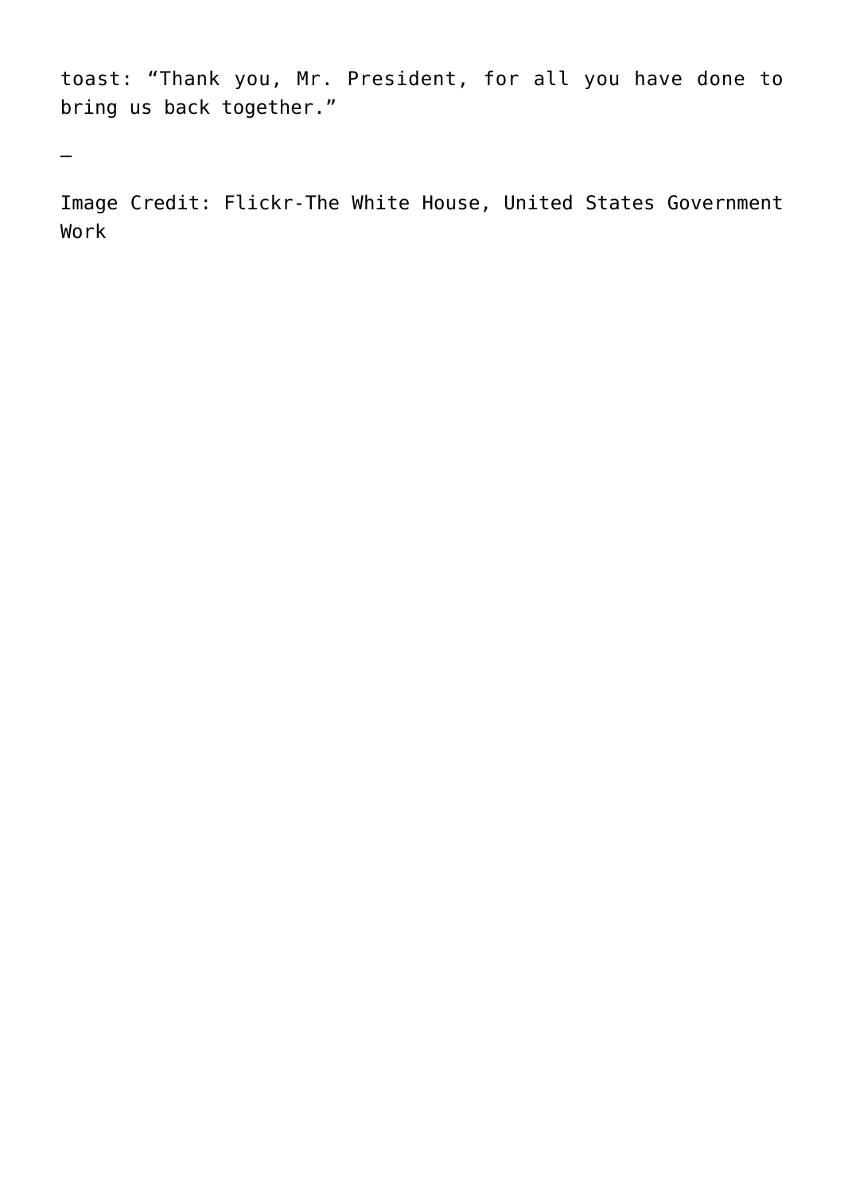toast: “Thank you, Mr. President, for all you have done to bring us back together.”

—

Image Credit: Flickr-The White House, United States Government Work